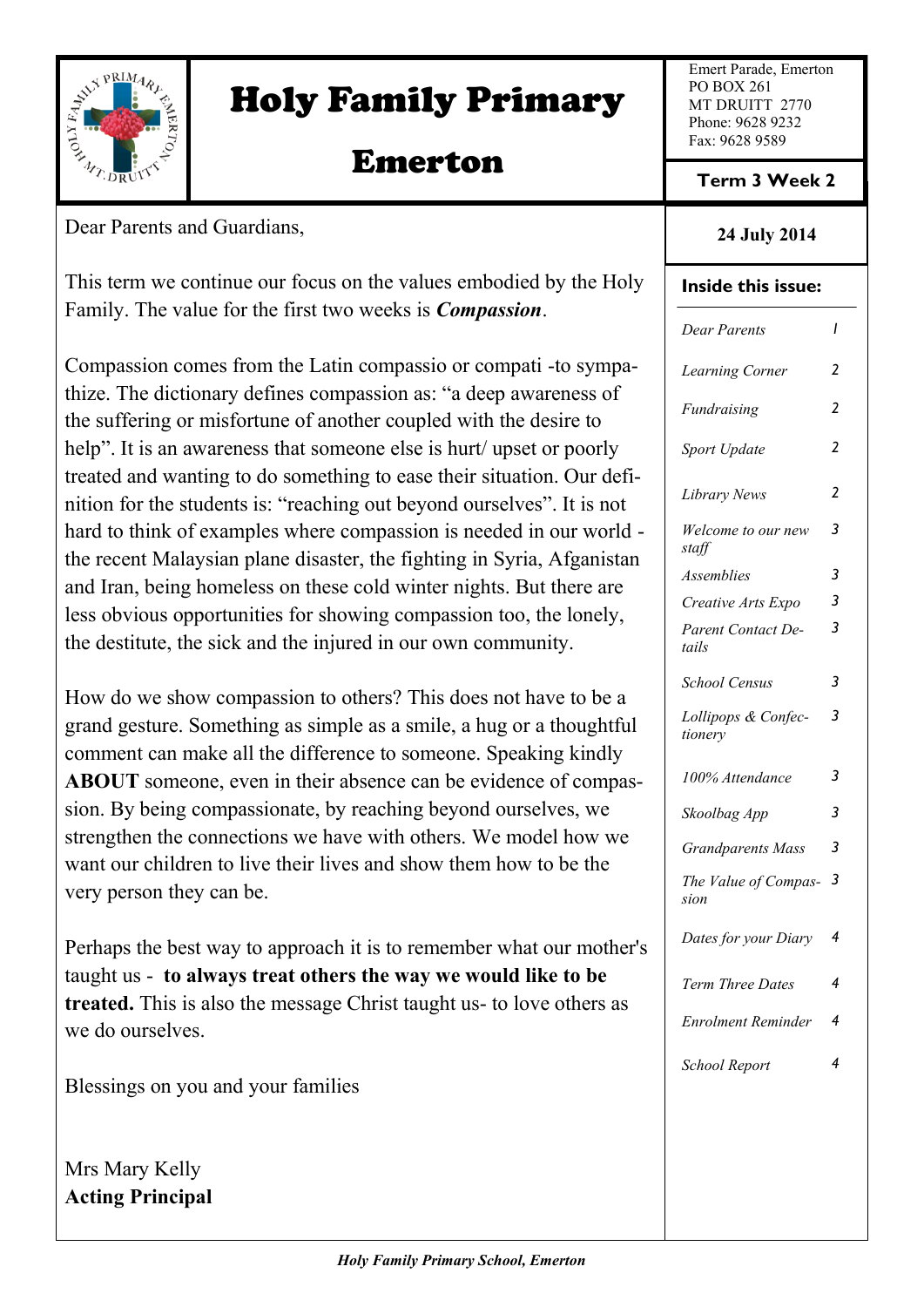# Holy Family Primary Emerton

Emert Parade, Emerton
PO BOX 261
MT DRUITT 2770
Phone: 9628 9232
Fax: 9628 9589

**Term 3 Week 2**

**24 July 2014**

Dear Parents and Guardians,

This term we continue our focus on the values embodied by the Holy Family. The value for the first two weeks is ***Compassion***.

Compassion comes from the Latin compassio or compati -to sympathize. The dictionary defines compassion as: "a deep awareness of the suffering or misfortune of another coupled with the desire to help". It is an awareness that someone else is hurt/ upset or poorly treated and wanting to do something to ease their situation. Our definition for the students is: "reaching out beyond ourselves". It is not hard to think of examples where compassion is needed in our world - the recent Malaysian plane disaster, the fighting in Syria, Afganistan and Iran, being homeless on these cold winter nights. But there are less obvious opportunities for showing compassion too, the lonely, the destitute, the sick and the injured in our own community.

How do we show compassion to others? This does not have to be a grand gesture. Something as simple as a smile, a hug or a thoughtful comment can make all the difference to someone. Speaking kindly **ABOUT** someone, even in their absence can be evidence of compassion. By being compassionate, by reaching beyond ourselves, we strengthen the connections we have with others. We model how we want our children to live their lives and show them how to be the very person they can be.

Perhaps the best way to approach it is to remember what our mother's taught us - **to always treat others the way we would like to be treated.** This is also the message Christ taught us- to love others as we do ourselves.

Blessings on you and your families

Mrs Mary Kelly
**Acting Principal**

**Inside this issue:**

| | |
|---|---|
| *Dear Parents* | 1 |
| *Learning Corner* | 2 |
| *Fundraising* | 2 |
| *Sport Update* | 2 |
| *Library News* | 2 |
| *Welcome to our new staff* | 3 |
| *Assemblies* | 3 |
| *Creative Arts Expo* | 3 |
| *Parent Contact Details* | 3 |
| *School Census* | 3 |
| *Lollipops & Confectionery* | 3 |
| *100% Attendance* | 3 |
| *Skoolbag App* | 3 |
| *Grandparents Mass* | 3 |
| *The Value of Compassion* | 3 |
| *Dates for your Diary* | 4 |
| *Term Three Dates* | 4 |
| *Enrolment Reminder* | 4 |
| *School Report* | 4 |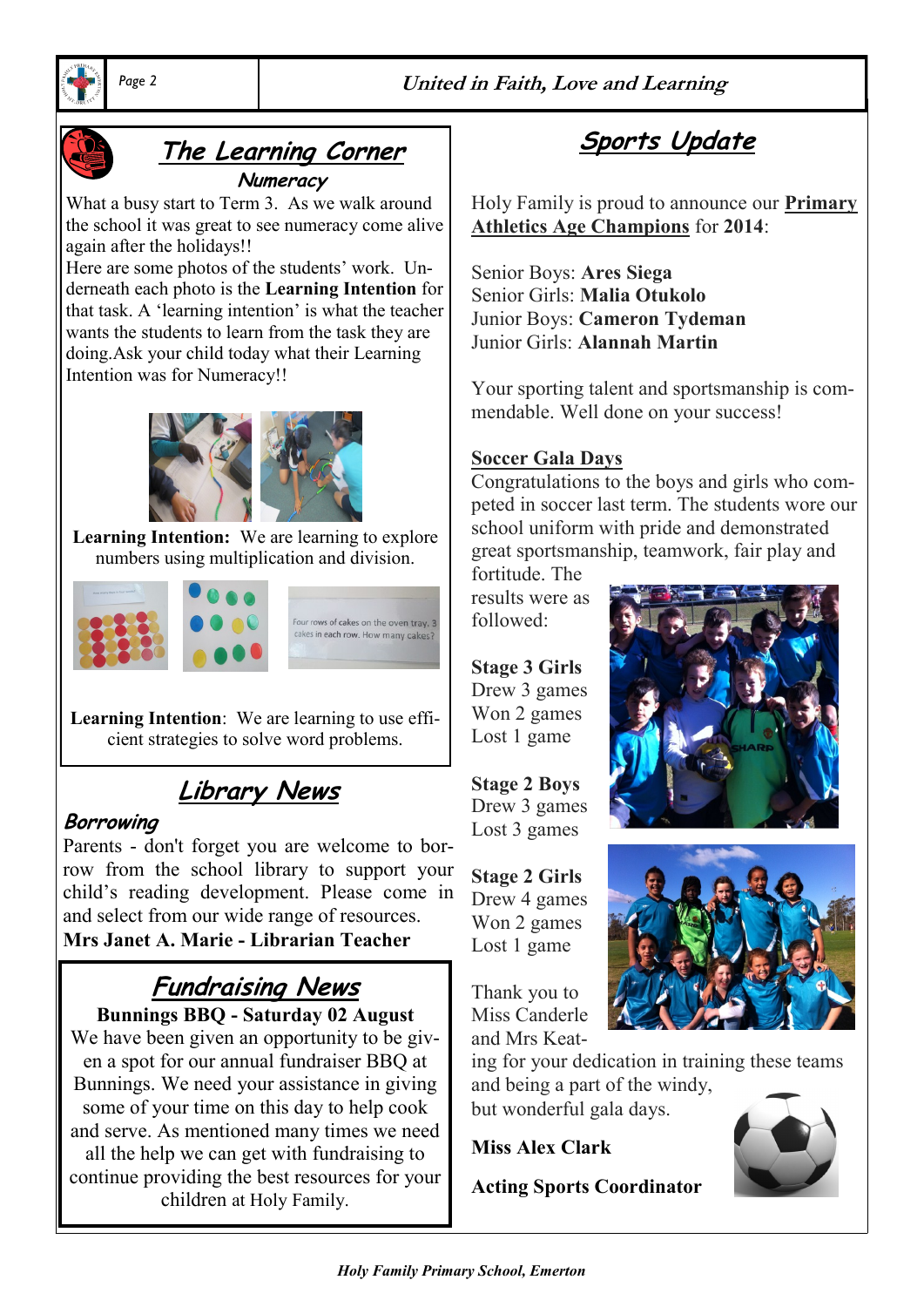## The Learning Corner

### Numeracy

What a busy start to Term 3. As we walk around the school it was great to see numeracy come alive again after the holidays!!

Here are some photos of the students' work. Underneath each photo is the **Learning Intention** for that task. A 'learning intention' is what the teacher wants the students to learn from the task they are doing.Ask your child today what their Learning Intention was for Numeracy!!

**Learning Intention:** We are learning to explore numbers using multiplication and division.

Four rows of cakes on the oven tray. 3 cakes in each row. How many cakes?

**Learning Intention**: We are learning to use efficient strategies to solve word problems.

## Library News

### Borrowing

Parents - don't forget you are welcome to borrow from the school library to support your child's reading development. Please come in and select from our wide range of resources.

**Mrs Janet A. Marie - Librarian Teacher**

## Fundraising News

**Bunnings BBQ - Saturday 02 August**

We have been given an opportunity to be given a spot for our annual fundraiser BBQ at Bunnings. We need your assistance in giving some of your time on this day to help cook and serve. As mentioned many times we need all the help we can get with fundraising to continue providing the best resources for your children at Holy Family.

## Sports Update

Holy Family is proud to announce our **Primary Athletics Age Champions** for **2014**:

Senior Boys: **Ares Siega**
Senior Girls: **Malia Otukolo**
Junior Boys: **Cameron Tydeman**
Junior Girls: **Alannah Martin**

Your sporting talent and sportsmanship is commendable. Well done on your success!

**Soccer Gala Days**

Congratulations to the boys and girls who competed in soccer last term. The students wore our school uniform with pride and demonstrated great sportsmanship, teamwork, fair play and fortitude. The results were as followed:

**Stage 3 Girls**
Drew 3 games
Won 2 games
Lost 1 game

**Stage 2 Boys**
Drew 3 games
Lost 3 games

**Stage 2 Girls**
Drew 4 games
Won 2 games
Lost 1 game

Thank you to Miss Canderle and Mrs Keating for your dedication in training these teams and being a part of the windy, but wonderful gala days.

**Miss Alex Clark**

**Acting Sports Coordinator**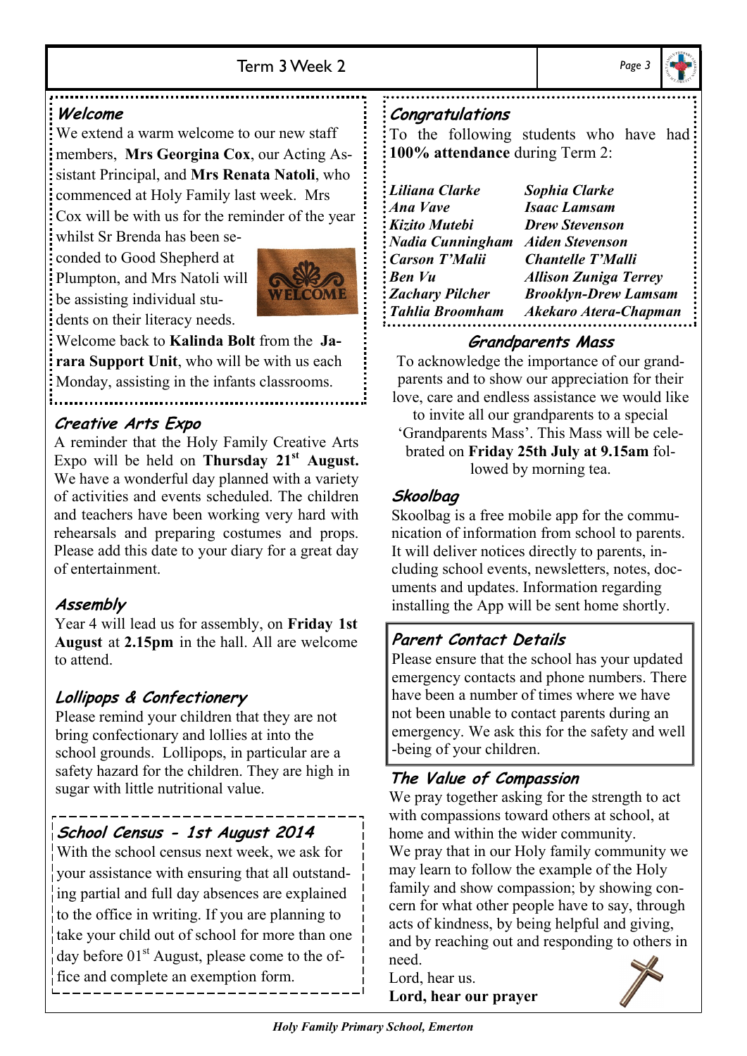## Welcome

We extend a warm welcome to our new staff members, **Mrs Georgina Cox**, our Acting Assistant Principal, and **Mrs Renata Natoli**, who commenced at Holy Family last week. Mrs Cox will be with us for the reminder of the year whilst Sr Brenda has been seconded to Good Shepherd at Plumpton, and Mrs Natoli will be assisting individual students on their literacy needs.

Welcome back to **Kalinda Bolt** from the **Jarara Support Unit**, who will be with us each Monday, assisting in the infants classrooms.

## Creative Arts Expo

A reminder that the Holy Family Creative Arts Expo will be held on **Thursday 21st August.** We have a wonderful day planned with a variety of activities and events scheduled. The children and teachers have been working very hard with rehearsals and preparing costumes and props. Please add this date to your diary for a great day of entertainment.

## Assembly

Year 4 will lead us for assembly, on **Friday 1st August** at **2.15pm** in the hall. All are welcome to attend.

## Lollipops & Confectionery

Please remind your children that they are not bring confectionary and lollies at into the school grounds. Lollipops, in particular are a safety hazard for the children. They are high in sugar with little nutritional value.

## School Census - 1st August 2014

With the school census next week, we ask for your assistance with ensuring that all outstanding partial and full day absences are explained to the office in writing. If you are planning to take your child out of school for more than one day before 01st August, please come to the office and complete an exemption form.

## Congratulations

To the following students who have had **100% attendance** during Term 2:

| | |
|---|---|
| ***Liliana Clarke*** | ***Sophia Clarke*** |
| ***Ana Vave*** | ***Isaac Lamsam*** |
| ***Kizito Mutebi*** | ***Drew Stevenson*** |
| ***Nadia Cunningham*** | ***Aiden Stevenson*** |
| ***Carson T'Malii*** | ***Chantelle T'Malli*** |
| ***Ben Vu*** | ***Allison Zuniga Terrey*** |
| ***Zachary Pilcher*** | ***Brooklyn-Drew Lamsam*** |
| ***Tahlia Broomham*** | ***Akekaro Atera-Chapman*** |

## Grandparents Mass

To acknowledge the importance of our grandparents and to show our appreciation for their love, care and endless assistance we would like to invite all our grandparents to a special 'Grandparents Mass'. This Mass will be celebrated on **Friday 25th July at 9.15am** followed by morning tea.

## Skoolbag

Skoolbag is a free mobile app for the communication of information from school to parents. It will deliver notices directly to parents, including school events, newsletters, notes, documents and updates. Information regarding installing the App will be sent home shortly.

## Parent Contact Details

Please ensure that the school has your updated emergency contacts and phone numbers. There have been a number of times where we have not been unable to contact parents during an emergency. We ask this for the safety and well-being of your children.

## The Value of Compassion

We pray together asking for the strength to act with compassions toward others at school, at home and within the wider community.

We pray that in our Holy family community we may learn to follow the example of the Holy family and show compassion; by showing concern for what other people have to say, through acts of kindness, by being helpful and giving, and by reaching out and responding to others in need.

Lord, hear us.

**Lord, hear our prayer**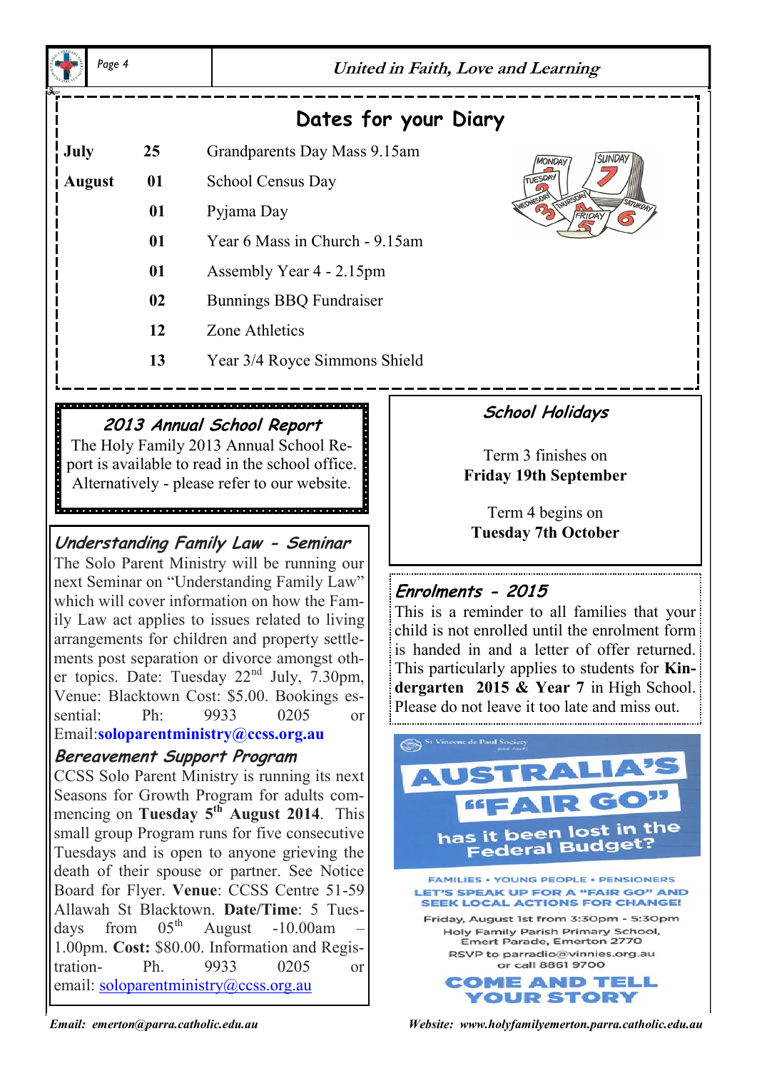## Dates for your Diary

| | | |
|---|---|---|
| **July** | **25** | Grandparents Day Mass 9.15am |
| **August** | **01** | School Census Day |
| | **01** | Pyjama Day |
| | **01** | Year 6 Mass in Church - 9.15am |
| | **01** | Assembly Year 4 - 2.15pm |
| | **02** | Bunnings BBQ Fundraiser |
| | **12** | Zone Athletics |
| | **13** | Year 3/4 Royce Simmons Shield |

### *2013 Annual School Report*

The Holy Family 2013 Annual School Report is available to read in the school office. Alternatively - please refer to our website.

### *Understanding Family Law - Seminar*

The Solo Parent Ministry will be running our next Seminar on "Understanding Family Law" which will cover information on how the Family Law act applies to issues related to living arrangements for children and property settlements post separation or divorce amongst other topics. Date: Tuesday 22nd July, 7.30pm, Venue: Blacktown Cost: $5.00. Bookings essential: Ph: 9933 0205 or Email:**soloparentministry@ccss.org.au**

### *Bereavement Support Program*

CCSS Solo Parent Ministry is running its next Seasons for Growth Program for adults commencing on **Tuesday 5th August 2014**. This small group Program runs for five consecutive Tuesdays and is open to anyone grieving the death of their spouse or partner. See Notice Board for Flyer. **Venue**: CCSS Centre 51-59 Allawah St Blacktown. **Date/Time**: 5 Tuesdays from 05th August -10.00am – 1.00pm. **Cost:** $80.00. Information and Registration- Ph. 9933 0205 or email: soloparentministry@ccss.org.au

### *School Holidays*

Term 3 finishes on
**Friday 19th September**

Term 4 begins on
**Tuesday 7th October**

### *Enrolments - 2015*

This is a reminder to all families that your child is not enrolled until the enrolment form is handed in and a letter of offer returned. This particularly applies to students for **Kindergarten 2015 & Year 7** in High School. Please do not leave it too late and miss out.

St Vincent de Paul Society

AUSTRALIA'S "FAIR GO"
has it been lost in the Federal Budget?

FAMILIES • YOUNG PEOPLE • PENSIONERS
LET'S SPEAK UP FOR A "FAIR GO" AND SEEK LOCAL ACTIONS FOR CHANGE!

Friday, August 1st from 3:30pm - 5:30pm
Holy Family Parish Primary School, Emert Parade, Emerton 2770
RSVP to parradio@vinnies.org.au or call 8861 9700

COME AND TELL YOUR STORY

*Email: emerton@parra.catholic.edu.au* *Website: www.holyfamilyemerton.parra.catholic.edu.au*